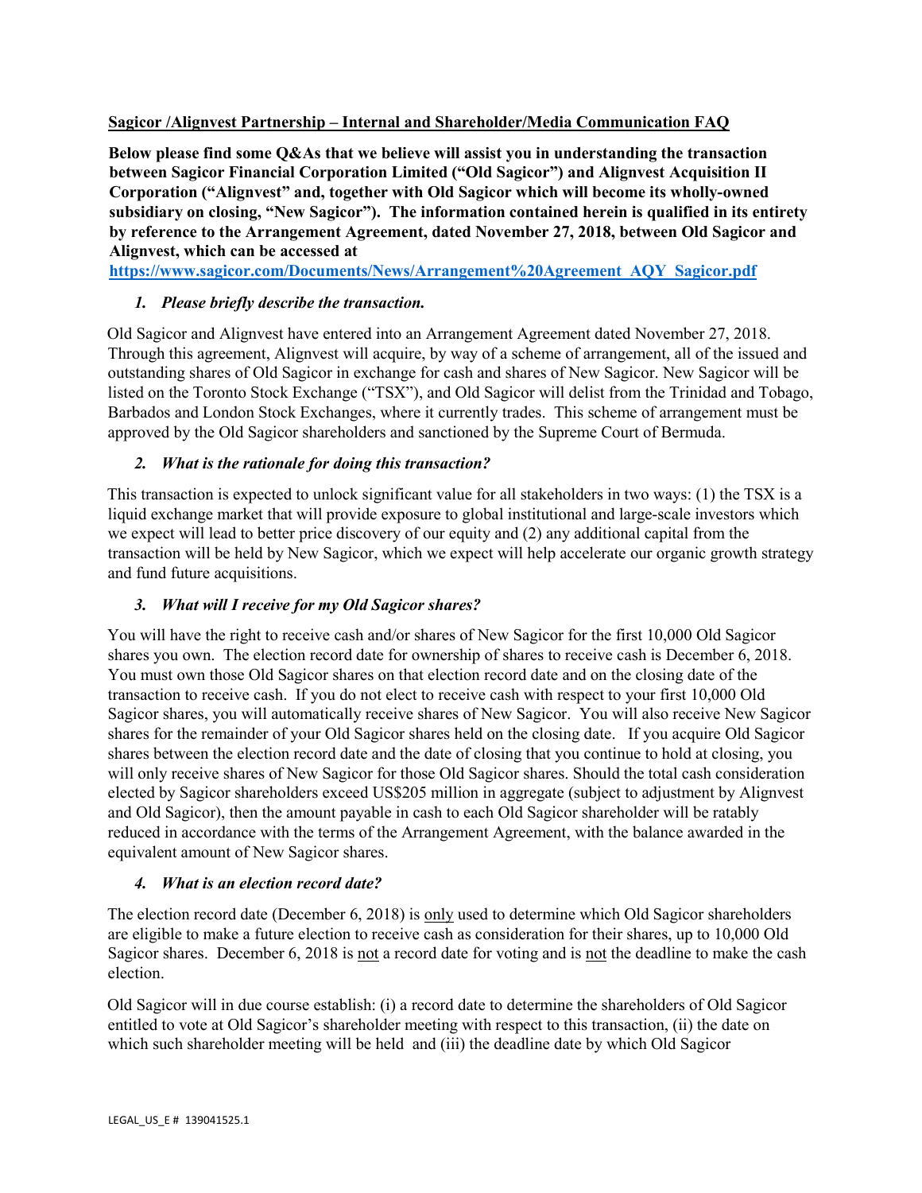**Sagicor /Alignvest Partnership – Internal and Shareholder/Media Communication FAQ**

**Below please find some Q&As that we believe will assist you in understanding the transaction between Sagicor Financial Corporation Limited ("Old Sagicor") and Alignvest Acquisition II Corporation ("Alignvest" and, together with Old Sagicor which will become its wholly-owned subsidiary on closing, "New Sagicor"). The information contained herein is qualified in its entirety by reference to the Arrangement Agreement, dated November 27, 2018, between Old Sagicor and Alignvest, which can be accessed at [https://www.sagicor.com/Documents/News/Arrangement%20Agreement_AQY_Sagicor.pdf](https://www.sagicor.com/Documents/News/Arrangement%20Agreement_AQY_Sagicor.pdf)**

***1. Please briefly describe the transaction.***

Old Sagicor and Alignvest have entered into an Arrangement Agreement dated November 27, 2018. Through this agreement, Alignvest will acquire, by way of a scheme of arrangement, all of the issued and outstanding shares of Old Sagicor in exchange for cash and shares of New Sagicor. New Sagicor will be listed on the Toronto Stock Exchange ("TSX"), and Old Sagicor will delist from the Trinidad and Tobago, Barbados and London Stock Exchanges, where it currently trades. This scheme of arrangement must be approved by the Old Sagicor shareholders and sanctioned by the Supreme Court of Bermuda.

***2. What is the rationale for doing this transaction?***

This transaction is expected to unlock significant value for all stakeholders in two ways: (1) the TSX is a liquid exchange market that will provide exposure to global institutional and large-scale investors which we expect will lead to better price discovery of our equity and (2) any additional capital from the transaction will be held by New Sagicor, which we expect will help accelerate our organic growth strategy and fund future acquisitions.

***3. What will I receive for my Old Sagicor shares?***

You will have the right to receive cash and/or shares of New Sagicor for the first 10,000 Old Sagicor shares you own. The election record date for ownership of shares to receive cash is December 6, 2018. You must own those Old Sagicor shares on that election record date and on the closing date of the transaction to receive cash. If you do not elect to receive cash with respect to your first 10,000 Old Sagicor shares, you will automatically receive shares of New Sagicor. You will also receive New Sagicor shares for the remainder of your Old Sagicor shares held on the closing date. If you acquire Old Sagicor shares between the election record date and the date of closing that you continue to hold at closing, you will only receive shares of New Sagicor for those Old Sagicor shares. Should the total cash consideration elected by Sagicor shareholders exceed US$205 million in aggregate (subject to adjustment by Alignvest and Old Sagicor), then the amount payable in cash to each Old Sagicor shareholder will be ratably reduced in accordance with the terms of the Arrangement Agreement, with the balance awarded in the equivalent amount of New Sagicor shares.

***4. What is an election record date?***

The election record date (December 6, 2018) is <u>only</u> used to determine which Old Sagicor shareholders are eligible to make a future election to receive cash as consideration for their shares, up to 10,000 Old Sagicor shares. December 6, 2018 is <u>not</u> a record date for voting and is <u>not</u> the deadline to make the cash election.

Old Sagicor will in due course establish: (i) a record date to determine the shareholders of Old Sagicor entitled to vote at Old Sagicor's shareholder meeting with respect to this transaction, (ii) the date on which such shareholder meeting will be held and (iii) the deadline date by which Old Sagicor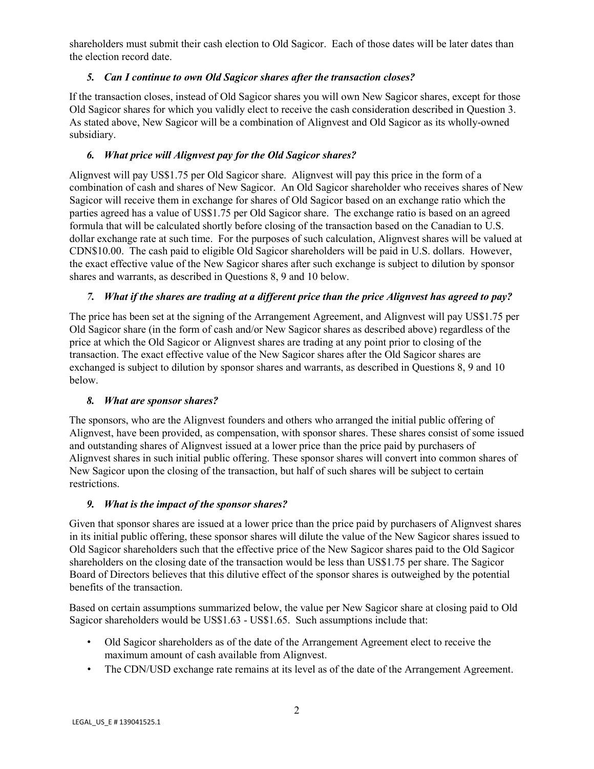shareholders must submit their cash election to Old Sagicor. Each of those dates will be later dates than the election record date.

### *5. Can I continue to own Old Sagicor shares after the transaction closes?*

If the transaction closes, instead of Old Sagicor shares you will own New Sagicor shares, except for those Old Sagicor shares for which you validly elect to receive the cash consideration described in Question 3. As stated above, New Sagicor will be a combination of Alignvest and Old Sagicor as its wholly-owned subsidiary.

### *6. What price will Alignvest pay for the Old Sagicor shares?*

Alignvest will pay US$1.75 per Old Sagicor share. Alignvest will pay this price in the form of a combination of cash and shares of New Sagicor. An Old Sagicor shareholder who receives shares of New Sagicor will receive them in exchange for shares of Old Sagicor based on an exchange ratio which the parties agreed has a value of US$1.75 per Old Sagicor share. The exchange ratio is based on an agreed formula that will be calculated shortly before closing of the transaction based on the Canadian to U.S. dollar exchange rate at such time. For the purposes of such calculation, Alignvest shares will be valued at CDN$10.00. The cash paid to eligible Old Sagicor shareholders will be paid in U.S. dollars. However, the exact effective value of the New Sagicor shares after such exchange is subject to dilution by sponsor shares and warrants, as described in Questions 8, 9 and 10 below.

### *7. What if the shares are trading at a different price than the price Alignvest has agreed to pay?*

The price has been set at the signing of the Arrangement Agreement, and Alignvest will pay US$1.75 per Old Sagicor share (in the form of cash and/or New Sagicor shares as described above) regardless of the price at which the Old Sagicor or Alignvest shares are trading at any point prior to closing of the transaction. The exact effective value of the New Sagicor shares after the Old Sagicor shares are exchanged is subject to dilution by sponsor shares and warrants, as described in Questions 8, 9 and 10 below.

### *8. What are sponsor shares?*

The sponsors, who are the Alignvest founders and others who arranged the initial public offering of Alignvest, have been provided, as compensation, with sponsor shares. These shares consist of some issued and outstanding shares of Alignvest issued at a lower price than the price paid by purchasers of Alignvest shares in such initial public offering. These sponsor shares will convert into common shares of New Sagicor upon the closing of the transaction, but half of such shares will be subject to certain restrictions.

### *9. What is the impact of the sponsor shares?*

Given that sponsor shares are issued at a lower price than the price paid by purchasers of Alignvest shares in its initial public offering, these sponsor shares will dilute the value of the New Sagicor shares issued to Old Sagicor shareholders such that the effective price of the New Sagicor shares paid to the Old Sagicor shareholders on the closing date of the transaction would be less than US$1.75 per share. The Sagicor Board of Directors believes that this dilutive effect of the sponsor shares is outweighed by the potential benefits of the transaction.

Based on certain assumptions summarized below, the value per New Sagicor share at closing paid to Old Sagicor shareholders would be US$1.63 - US$1.65. Such assumptions include that:

- Old Sagicor shareholders as of the date of the Arrangement Agreement elect to receive the maximum amount of cash available from Alignvest.
- The CDN/USD exchange rate remains at its level as of the date of the Arrangement Agreement.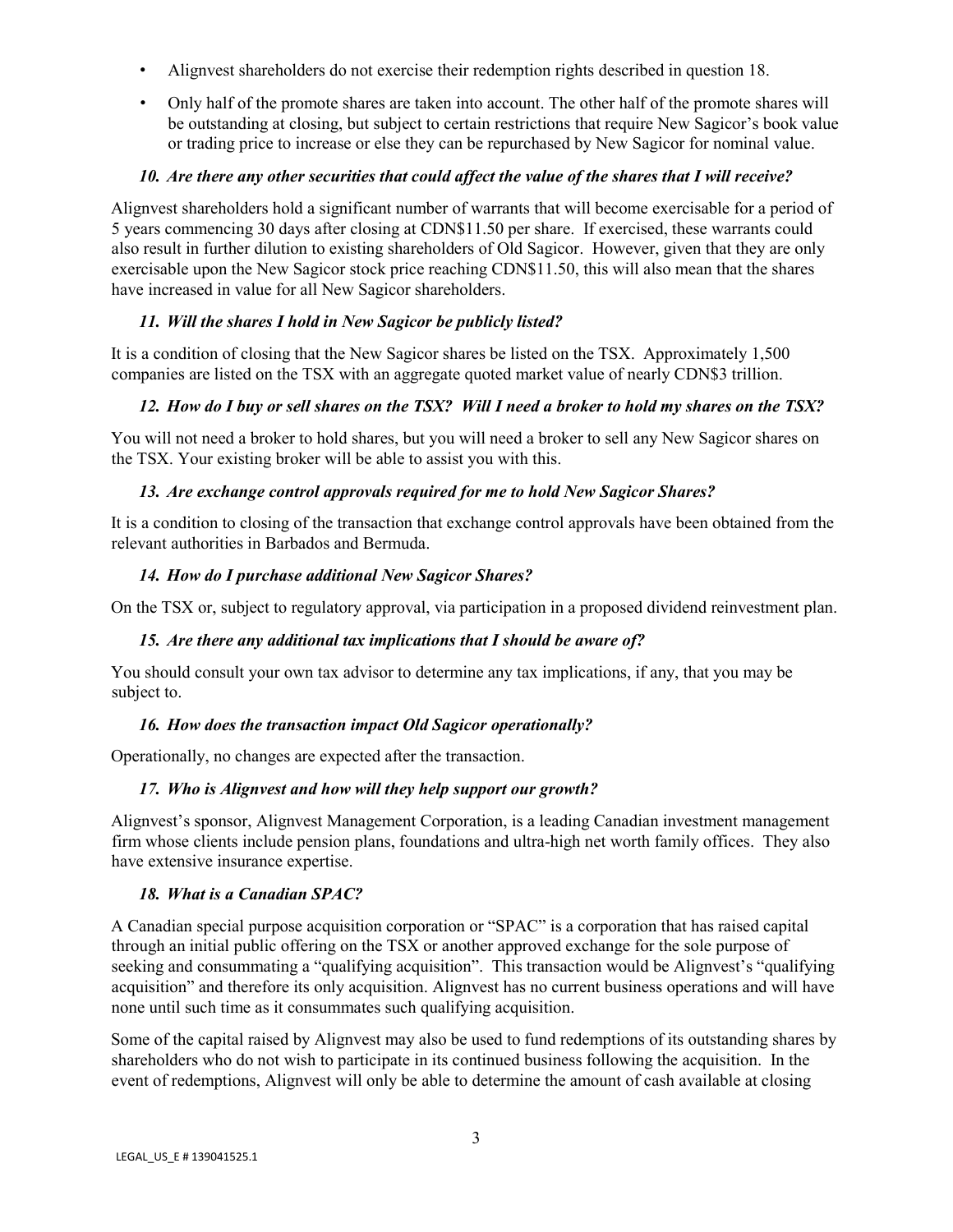- Alignvest shareholders do not exercise their redemption rights described in question 18.
- Only half of the promote shares are taken into account. The other half of the promote shares will be outstanding at closing, but subject to certain restrictions that require New Sagicor's book value or trading price to increase or else they can be repurchased by New Sagicor for nominal value.

### *10. Are there any other securities that could affect the value of the shares that I will receive?*

Alignvest shareholders hold a significant number of warrants that will become exercisable for a period of 5 years commencing 30 days after closing at CDN$11.50 per share. If exercised, these warrants could also result in further dilution to existing shareholders of Old Sagicor. However, given that they are only exercisable upon the New Sagicor stock price reaching CDN$11.50, this will also mean that the shares have increased in value for all New Sagicor shareholders.

### *11. Will the shares I hold in New Sagicor be publicly listed?*

It is a condition of closing that the New Sagicor shares be listed on the TSX. Approximately 1,500 companies are listed on the TSX with an aggregate quoted market value of nearly CDN$3 trillion.

### *12. How do I buy or sell shares on the TSX? Will I need a broker to hold my shares on the TSX?*

You will not need a broker to hold shares, but you will need a broker to sell any New Sagicor shares on the TSX. Your existing broker will be able to assist you with this.

### *13. Are exchange control approvals required for me to hold New Sagicor Shares?*

It is a condition to closing of the transaction that exchange control approvals have been obtained from the relevant authorities in Barbados and Bermuda.

### *14. How do I purchase additional New Sagicor Shares?*

On the TSX or, subject to regulatory approval, via participation in a proposed dividend reinvestment plan.

### *15. Are there any additional tax implications that I should be aware of?*

You should consult your own tax advisor to determine any tax implications, if any, that you may be subject to.

### *16. How does the transaction impact Old Sagicor operationally?*

Operationally, no changes are expected after the transaction.

### *17. Who is Alignvest and how will they help support our growth?*

Alignvest's sponsor, Alignvest Management Corporation, is a leading Canadian investment management firm whose clients include pension plans, foundations and ultra-high net worth family offices. They also have extensive insurance expertise.

### *18. What is a Canadian SPAC?*

A Canadian special purpose acquisition corporation or "SPAC" is a corporation that has raised capital through an initial public offering on the TSX or another approved exchange for the sole purpose of seeking and consummating a "qualifying acquisition". This transaction would be Alignvest's "qualifying acquisition" and therefore its only acquisition. Alignvest has no current business operations and will have none until such time as it consummates such qualifying acquisition.

Some of the capital raised by Alignvest may also be used to fund redemptions of its outstanding shares by shareholders who do not wish to participate in its continued business following the acquisition. In the event of redemptions, Alignvest will only be able to determine the amount of cash available at closing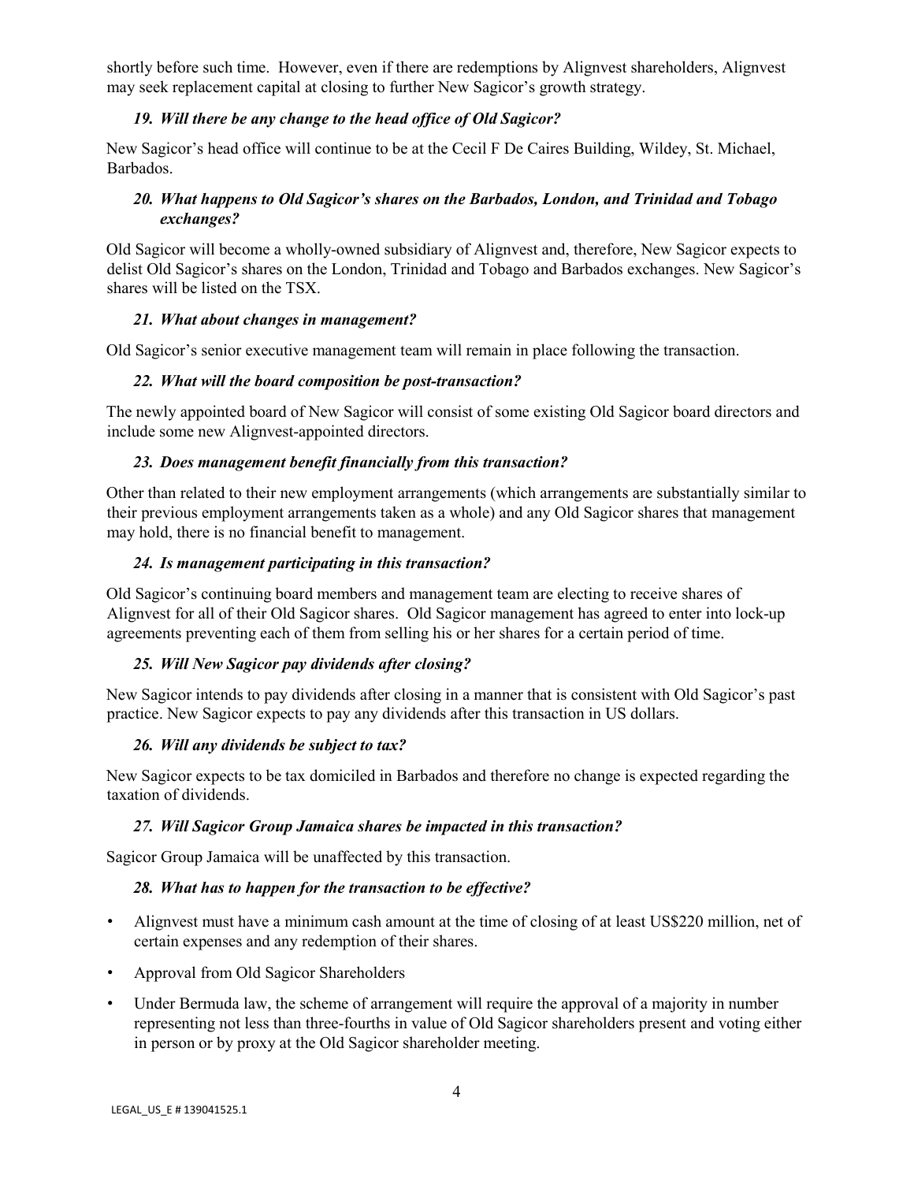shortly before such time. However, even if there are redemptions by Alignvest shareholders, Alignvest may seek replacement capital at closing to further New Sagicor's growth strategy.

### *19. Will there be any change to the head office of Old Sagicor?*

New Sagicor's head office will continue to be at the Cecil F De Caires Building, Wildey, St. Michael, Barbados.

### *20. What happens to Old Sagicor's shares on the Barbados, London, and Trinidad and Tobago exchanges?*

Old Sagicor will become a wholly-owned subsidiary of Alignvest and, therefore, New Sagicor expects to delist Old Sagicor's shares on the London, Trinidad and Tobago and Barbados exchanges. New Sagicor's shares will be listed on the TSX.

### *21. What about changes in management?*

Old Sagicor's senior executive management team will remain in place following the transaction.

### *22. What will the board composition be post-transaction?*

The newly appointed board of New Sagicor will consist of some existing Old Sagicor board directors and include some new Alignvest-appointed directors.

### *23. Does management benefit financially from this transaction?*

Other than related to their new employment arrangements (which arrangements are substantially similar to their previous employment arrangements taken as a whole) and any Old Sagicor shares that management may hold, there is no financial benefit to management.

### *24. Is management participating in this transaction?*

Old Sagicor's continuing board members and management team are electing to receive shares of Alignvest for all of their Old Sagicor shares. Old Sagicor management has agreed to enter into lock-up agreements preventing each of them from selling his or her shares for a certain period of time.

### *25. Will New Sagicor pay dividends after closing?*

New Sagicor intends to pay dividends after closing in a manner that is consistent with Old Sagicor's past practice. New Sagicor expects to pay any dividends after this transaction in US dollars.

### *26. Will any dividends be subject to tax?*

New Sagicor expects to be tax domiciled in Barbados and therefore no change is expected regarding the taxation of dividends.

### *27. Will Sagicor Group Jamaica shares be impacted in this transaction?*

Sagicor Group Jamaica will be unaffected by this transaction.

### *28. What has to happen for the transaction to be effective?*

- Alignvest must have a minimum cash amount at the time of closing of at least US$220 million, net of certain expenses and any redemption of their shares.
- Approval from Old Sagicor Shareholders
- Under Bermuda law, the scheme of arrangement will require the approval of a majority in number representing not less than three-fourths in value of Old Sagicor shareholders present and voting either in person or by proxy at the Old Sagicor shareholder meeting.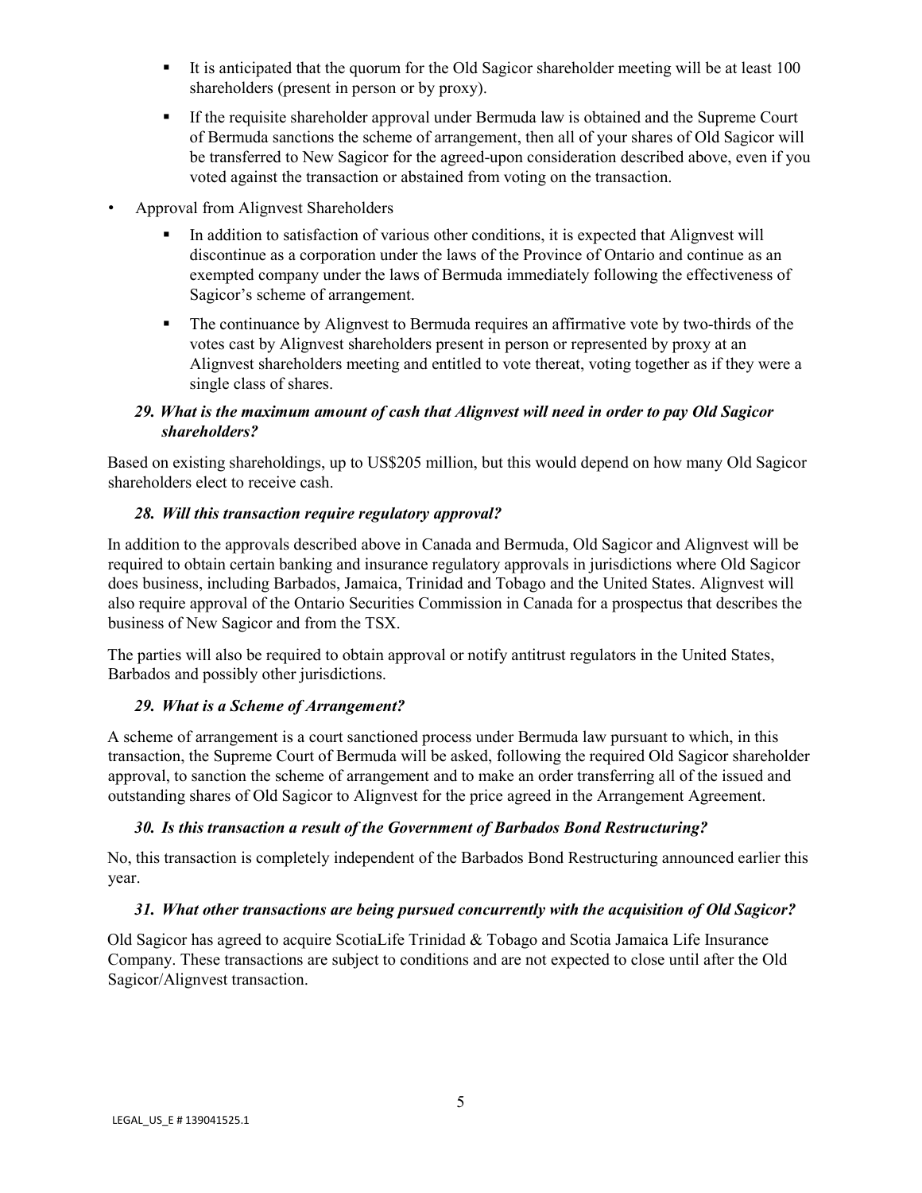- It is anticipated that the quorum for the Old Sagicor shareholder meeting will be at least 100 shareholders (present in person or by proxy).
    - If the requisite shareholder approval under Bermuda law is obtained and the Supreme Court of Bermuda sanctions the scheme of arrangement, then all of your shares of Old Sagicor will be transferred to New Sagicor for the agreed-upon consideration described above, even if you voted against the transaction or abstained from voting on the transaction.

- Approval from Alignvest Shareholders
    - In addition to satisfaction of various other conditions, it is expected that Alignvest will discontinue as a corporation under the laws of the Province of Ontario and continue as an exempted company under the laws of Bermuda immediately following the effectiveness of Sagicor's scheme of arrangement.
    - The continuance by Alignvest to Bermuda requires an affirmative vote by two-thirds of the votes cast by Alignvest shareholders present in person or represented by proxy at an Alignvest shareholders meeting and entitled to vote thereat, voting together as if they were a single class of shares.

### *29. What is the maximum amount of cash that Alignvest will need in order to pay Old Sagicor shareholders?*

Based on existing shareholdings, up to US$205 million, but this would depend on how many Old Sagicor shareholders elect to receive cash.

### *28. Will this transaction require regulatory approval?*

In addition to the approvals described above in Canada and Bermuda, Old Sagicor and Alignvest will be required to obtain certain banking and insurance regulatory approvals in jurisdictions where Old Sagicor does business, including Barbados, Jamaica, Trinidad and Tobago and the United States. Alignvest will also require approval of the Ontario Securities Commission in Canada for a prospectus that describes the business of New Sagicor and from the TSX.

The parties will also be required to obtain approval or notify antitrust regulators in the United States, Barbados and possibly other jurisdictions.

### *29. What is a Scheme of Arrangement?*

A scheme of arrangement is a court sanctioned process under Bermuda law pursuant to which, in this transaction, the Supreme Court of Bermuda will be asked, following the required Old Sagicor shareholder approval, to sanction the scheme of arrangement and to make an order transferring all of the issued and outstanding shares of Old Sagicor to Alignvest for the price agreed in the Arrangement Agreement.

### *30. Is this transaction a result of the Government of Barbados Bond Restructuring?*

No, this transaction is completely independent of the Barbados Bond Restructuring announced earlier this year.

### *31. What other transactions are being pursued concurrently with the acquisition of Old Sagicor?*

Old Sagicor has agreed to acquire ScotiaLife Trinidad & Tobago and Scotia Jamaica Life Insurance Company. These transactions are subject to conditions and are not expected to close until after the Old Sagicor/Alignvest transaction.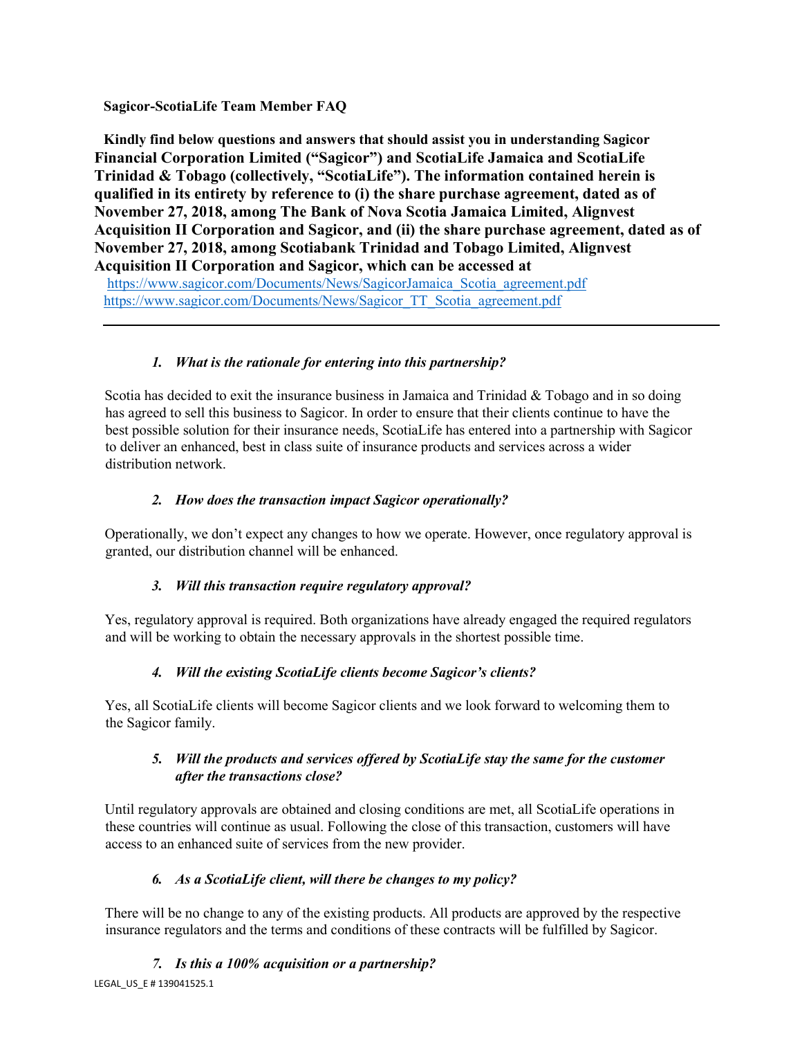**Sagicor-ScotiaLife Team Member FAQ**

**Kindly find below questions and answers that should assist you in understanding Sagicor Financial Corporation Limited ("Sagicor") and ScotiaLife Jamaica and ScotiaLife Trinidad & Tobago (collectively, "ScotiaLife"). The information contained herein is qualified in its entirety by reference to (i) the share purchase agreement, dated as of November 27, 2018, among The Bank of Nova Scotia Jamaica Limited, Alignvest Acquisition II Corporation and Sagicor, and (ii) the share purchase agreement, dated as of November 27, 2018, among Scotiabank Trinidad and Tobago Limited, Alignvest Acquisition II Corporation and Sagicor, which can be accessed at**
https://www.sagicor.com/Documents/News/SagicorJamaica_Scotia_agreement.pdf
https://www.sagicor.com/Documents/News/Sagicor_TT_Scotia_agreement.pdf

---

1. ***What is the rationale for entering into this partnership?***

Scotia has decided to exit the insurance business in Jamaica and Trinidad & Tobago and in so doing has agreed to sell this business to Sagicor. In order to ensure that their clients continue to have the best possible solution for their insurance needs, ScotiaLife has entered into a partnership with Sagicor to deliver an enhanced, best in class suite of insurance products and services across a wider distribution network.

2. ***How does the transaction impact Sagicor operationally?***

Operationally, we don't expect any changes to how we operate. However, once regulatory approval is granted, our distribution channel will be enhanced.

3. ***Will this transaction require regulatory approval?***

Yes, regulatory approval is required. Both organizations have already engaged the required regulators and will be working to obtain the necessary approvals in the shortest possible time.

4. ***Will the existing ScotiaLife clients become Sagicor's clients?***

Yes, all ScotiaLife clients will become Sagicor clients and we look forward to welcoming them to the Sagicor family.

5. ***Will the products and services offered by ScotiaLife stay the same for the customer after the transactions close?***

Until regulatory approvals are obtained and closing conditions are met, all ScotiaLife operations in these countries will continue as usual. Following the close of this transaction, customers will have access to an enhanced suite of services from the new provider.

6. ***As a ScotiaLife client, will there be changes to my policy?***

There will be no change to any of the existing products. All products are approved by the respective insurance regulators and the terms and conditions of these contracts will be fulfilled by Sagicor.

7. ***Is this a 100% acquisition or a partnership?***

LEGAL_US_E # 139041525.1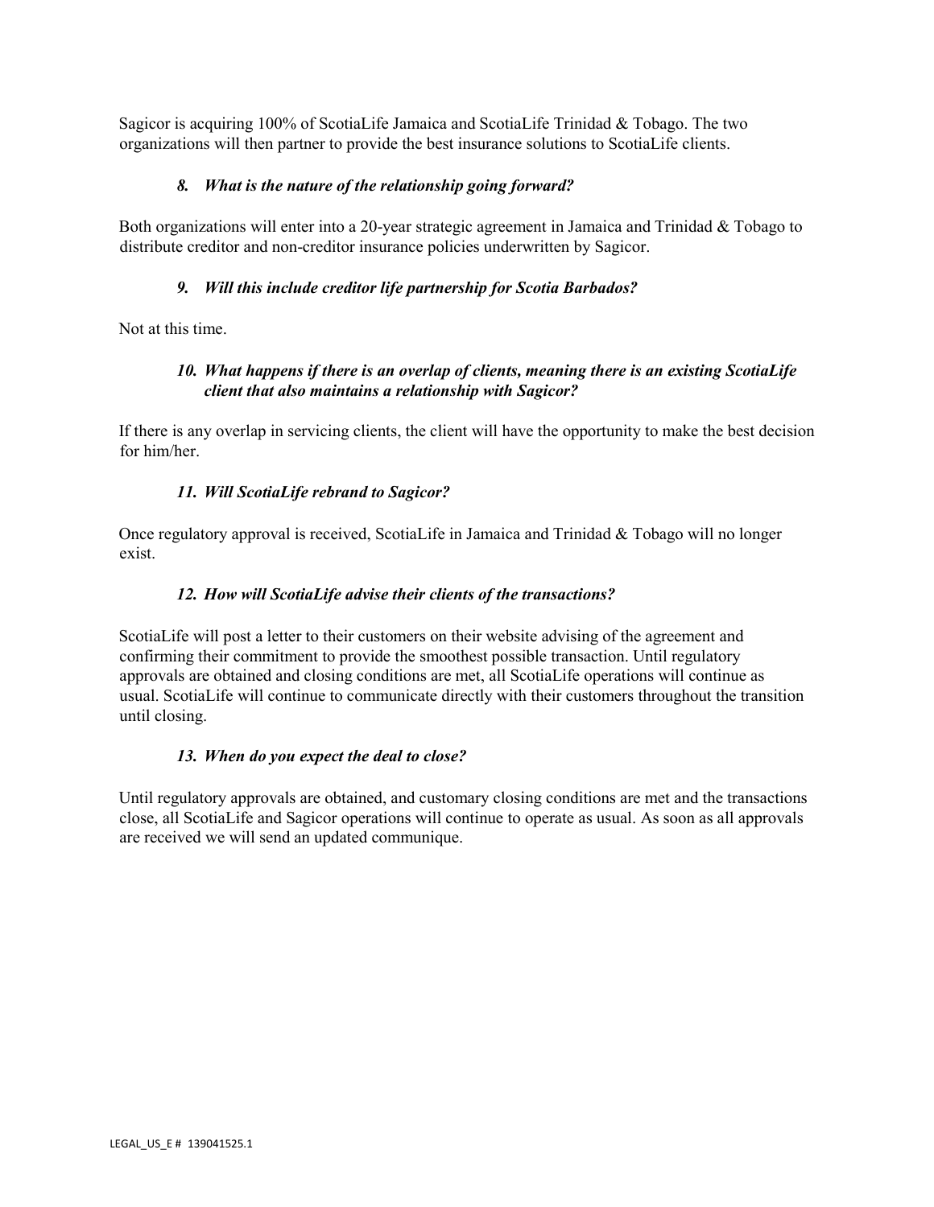Sagicor is acquiring 100% of ScotiaLife Jamaica and ScotiaLife Trinidad & Tobago. The two organizations will then partner to provide the best insurance solutions to ScotiaLife clients.

***8. What is the nature of the relationship going forward?***

Both organizations will enter into a 20-year strategic agreement in Jamaica and Trinidad & Tobago to distribute creditor and non-creditor insurance policies underwritten by Sagicor.

***9. Will this include creditor life partnership for Scotia Barbados?***

Not at this time.

***10. What happens if there is an overlap of clients, meaning there is an existing ScotiaLife client that also maintains a relationship with Sagicor?***

If there is any overlap in servicing clients, the client will have the opportunity to make the best decision for him/her.

***11. Will ScotiaLife rebrand to Sagicor?***

Once regulatory approval is received, ScotiaLife in Jamaica and Trinidad & Tobago will no longer exist.

***12. How will ScotiaLife advise their clients of the transactions?***

ScotiaLife will post a letter to their customers on their website advising of the agreement and confirming their commitment to provide the smoothest possible transaction. Until regulatory approvals are obtained and closing conditions are met, all ScotiaLife operations will continue as usual. ScotiaLife will continue to communicate directly with their customers throughout the transition until closing.

***13. When do you expect the deal to close?***

Until regulatory approvals are obtained, and customary closing conditions are met and the transactions close, all ScotiaLife and Sagicor operations will continue to operate as usual. As soon as all approvals are received we will send an updated communique.